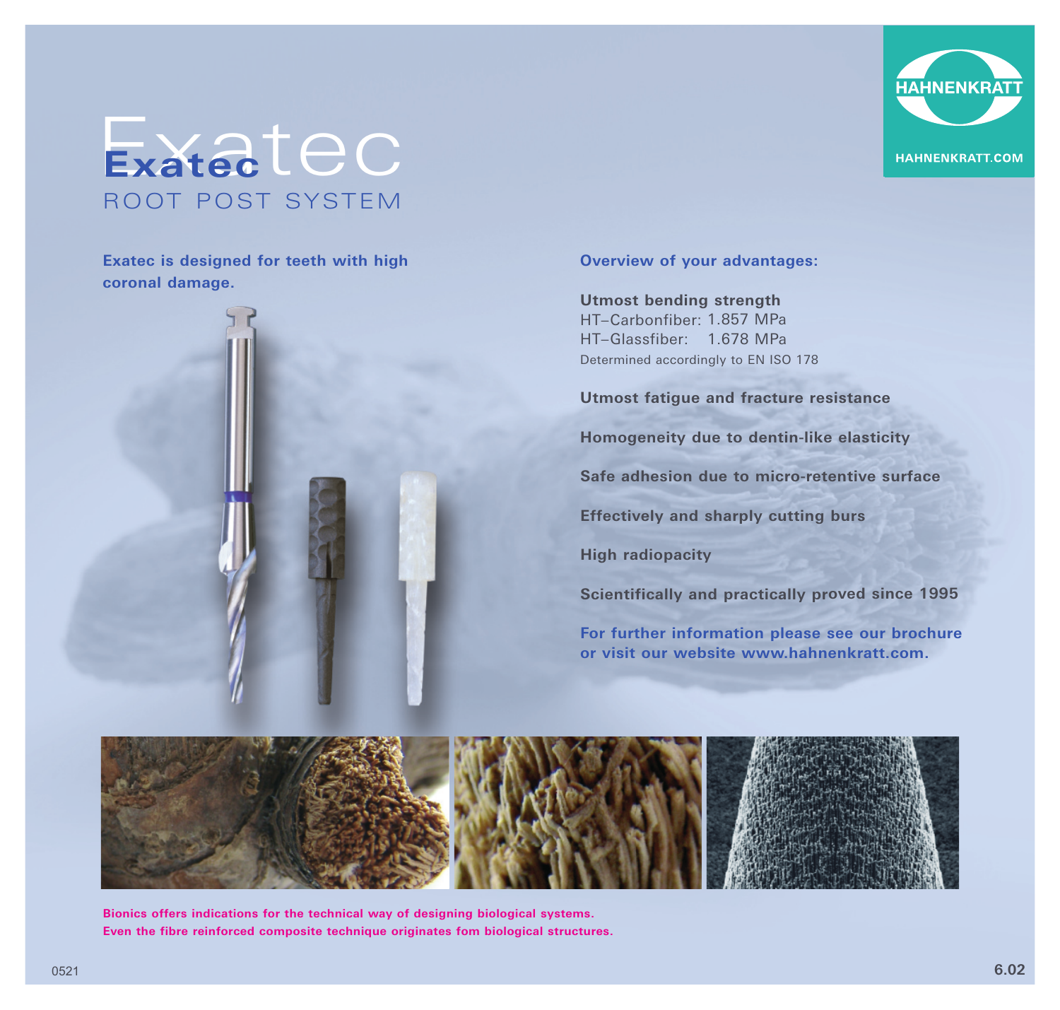# Exatec

## ROOT POST SYSTEM

HAHNENKRATT

HAHNENKRATT.COM

**Exatec is designed for teeth with high coronal damage.**

**Overview of your advantages:**

**Utmost bending strength**
HT–Carbonfiber: 1.857 MPa
HT–Glassfiber: 1.678 MPa
Determined accordingly to EN ISO 178

**Utmost fatigue and fracture resistance**

**Homogeneity due to dentin-like elasticity**

**Safe adhesion due to micro-retentive surface**

**Effectively and sharply cutting burs**

**High radiopacity**

**Scientifically and practically proved since 1995**

**For further information please see our brochure or visit our website www.hahnenkratt.com.**

**Bionics offers indications for the technical way of designing biological systems. Even the fibre reinforced composite technique originates fom biological structures.**

0521

6.02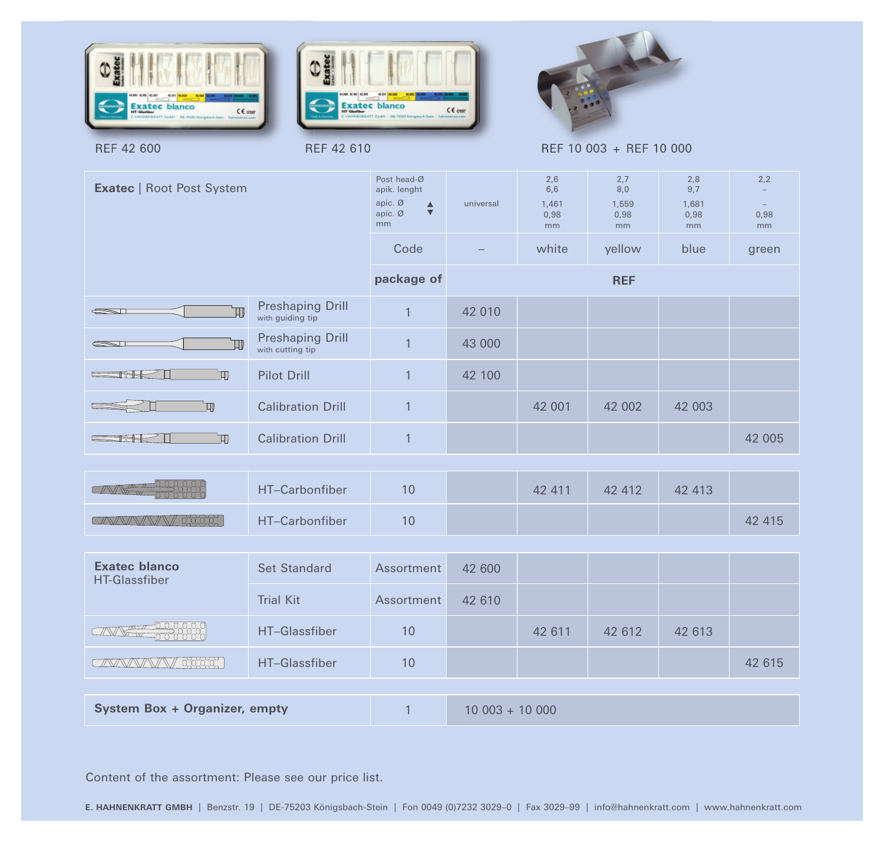REF 42 600

REF 42 610

REF 10 003 + REF 10 000

| **Exatec** \| Root Post System | | Post head-Ø apik. lenght apic. Ø ▲ apic. Ø ▼ mm | universal | 2,6 6,6 1,461 0,98 mm | 2,7 8,0 1,559 0,98 mm | 2,8 9,7 1,681 0,98 mm | 2,2 – – 0,98 mm |
|---|---|---|---|---|---|---|---|
| | | Code | – | white | yellow | blue | green |
| | | **package of** | | | **REF** | | |
| | Preshaping Drill with guiding tip | 1 | 42 010 | | | | |
| | Preshaping Drill with cutting tip | 1 | 43 000 | | | | |
| | Pilot Drill | 1 | 42 100 | | | | |
| | Calibration Drill | 1 | | 42 001 | 42 002 | 42 003 | |
| | Calibration Drill | 1 | | | | | 42 005 |
| | HT–Carbonfiber | 10 | | 42 411 | 42 412 | 42 413 | |
| | HT–Carbonfiber | 10 | | | | | 42 415 |
| **Exatec blanco** HT-Glassfiber | Set Standard | Assortment | 42 600 | | | | |
| | Trial Kit | Assortment | 42 610 | | | | |
| | HT–Glassfiber | 10 | | 42 611 | 42 612 | 42 613 | |
| | HT–Glassfiber | 10 | | | | | 42 615 |
| **System Box + Organizer, empty** | | 1 | 10 003 + 10 000 | | | | |

Content of the assortment: Please see our price list.

**E. HAHNENKRATT GMBH** | Benzstr. 19 | DE-75203 Königsbach-Stein | Fon 0049 (0)7232 3029–0 | Fax 3029–99 | info@hahnenkratt.com | www.hahnenkratt.com